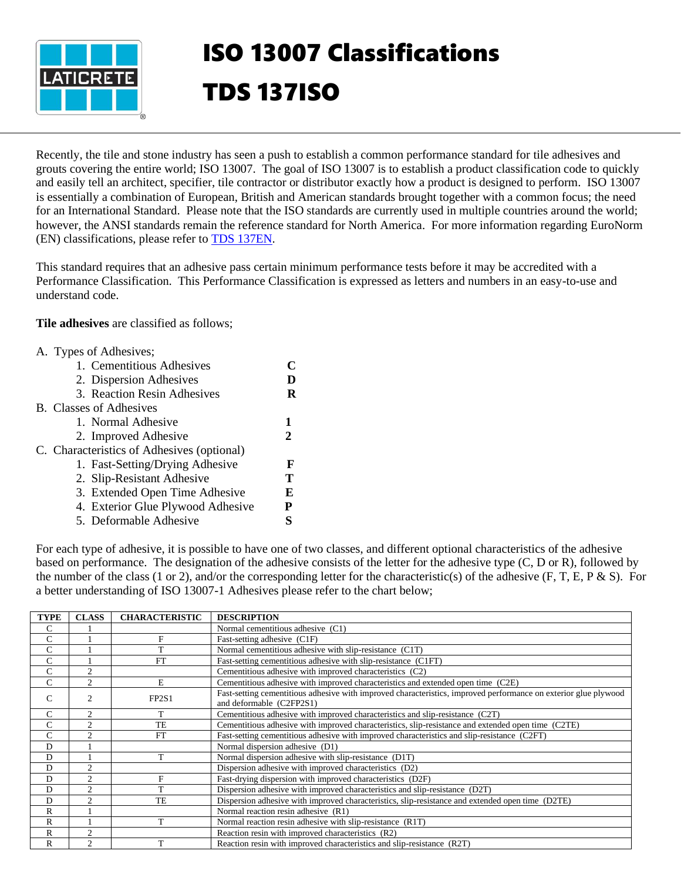# ISO 13007 Classifications

# TDS 137ISO

Recently, the tile and stone industry has seen a push to establish a common performance standard for tile adhesives and grouts covering the entire world; ISO 13007. The goal of ISO 13007 is to establish a product classification code to quickly and easily tell an architect, specifier, tile contractor or distributor exactly how a product is designed to perform. ISO 13007 is essentially a combination of European, British and American standards brought together with a common focus; the need for an International Standard. Please note that the ISO standards are currently used in multiple countries around the world; however, the ANSI standards remain the reference standard for North America. For more information regarding EuroNorm (EN) classifications, please refer to TDS 137EN.

This standard requires that an adhesive pass certain minimum performance tests before it may be accredited with a Performance Classification. This Performance Classification is expressed as letters and numbers in an easy-to-use and understand code.

**Tile adhesives** are classified as follows;

A. Types of Adhesives;
  1. Cementitious Adhesives **C**
  2. Dispersion Adhesives **D**
  3. Reaction Resin Adhesives **R**

B. Classes of Adhesives
  1. Normal Adhesive **1**
  2. Improved Adhesive **2**

C. Characteristics of Adhesives (optional)
  1. Fast-Setting/Drying Adhesive **F**
  2. Slip-Resistant Adhesive **T**
  3. Extended Open Time Adhesive **E**
  4. Exterior Glue Plywood Adhesive **P**
  5. Deformable Adhesive **S**

For each type of adhesive, it is possible to have one of two classes, and different optional characteristics of the adhesive based on performance. The designation of the adhesive consists of the letter for the adhesive type (C, D or R), followed by the number of the class (1 or 2), and/or the corresponding letter for the characteristic(s) of the adhesive (F, T, E, P & S). For a better understanding of ISO 13007-1 Adhesives please refer to the chart below;

| TYPE | CLASS | CHARACTERISTIC | DESCRIPTION |
|---|---|---|---|
| C | 1 | | Normal cementitious adhesive (C1) |
| C | 1 | F | Fast-setting adhesive (C1F) |
| C | 1 | T | Normal cementitious adhesive with slip-resistance (C1T) |
| C | 1 | FT | Fast-setting cementitious adhesive with slip-resistance (C1FT) |
| C | 2 | | Cementitious adhesive with improved characteristics (C2) |
| C | 2 | E | Cementitious adhesive with improved characteristics and extended open time (C2E) |
| C | 2 | FP2S1 | Fast-setting cementitious adhesive with improved characteristics, improved performance on exterior glue plywood and deformable (C2FP2S1) |
| C | 2 | T | Cementitious adhesive with improved characteristics and slip-resistance (C2T) |
| C | 2 | TE | Cementitious adhesive with improved characteristics, slip-resistance and extended open time (C2TE) |
| C | 2 | FT | Fast-setting cementitious adhesive with improved characteristics and slip-resistance (C2FT) |
| D | 1 | | Normal dispersion adhesive (D1) |
| D | 1 | T | Normal dispersion adhesive with slip-resistance (D1T) |
| D | 2 | | Dispersion adhesive with improved characteristics (D2) |
| D | 2 | F | Fast-drying dispersion with improved characteristics (D2F) |
| D | 2 | T | Dispersion adhesive with improved characteristics and slip-resistance (D2T) |
| D | 2 | TE | Dispersion adhesive with improved characteristics, slip-resistance and extended open time (D2TE) |
| R | 1 | | Normal reaction resin adhesive (R1) |
| R | 1 | T | Normal reaction resin adhesive with slip-resistance (R1T) |
| R | 2 | | Reaction resin with improved characteristics (R2) |
| R | 2 | T | Reaction resin with improved characteristics and slip-resistance (R2T) |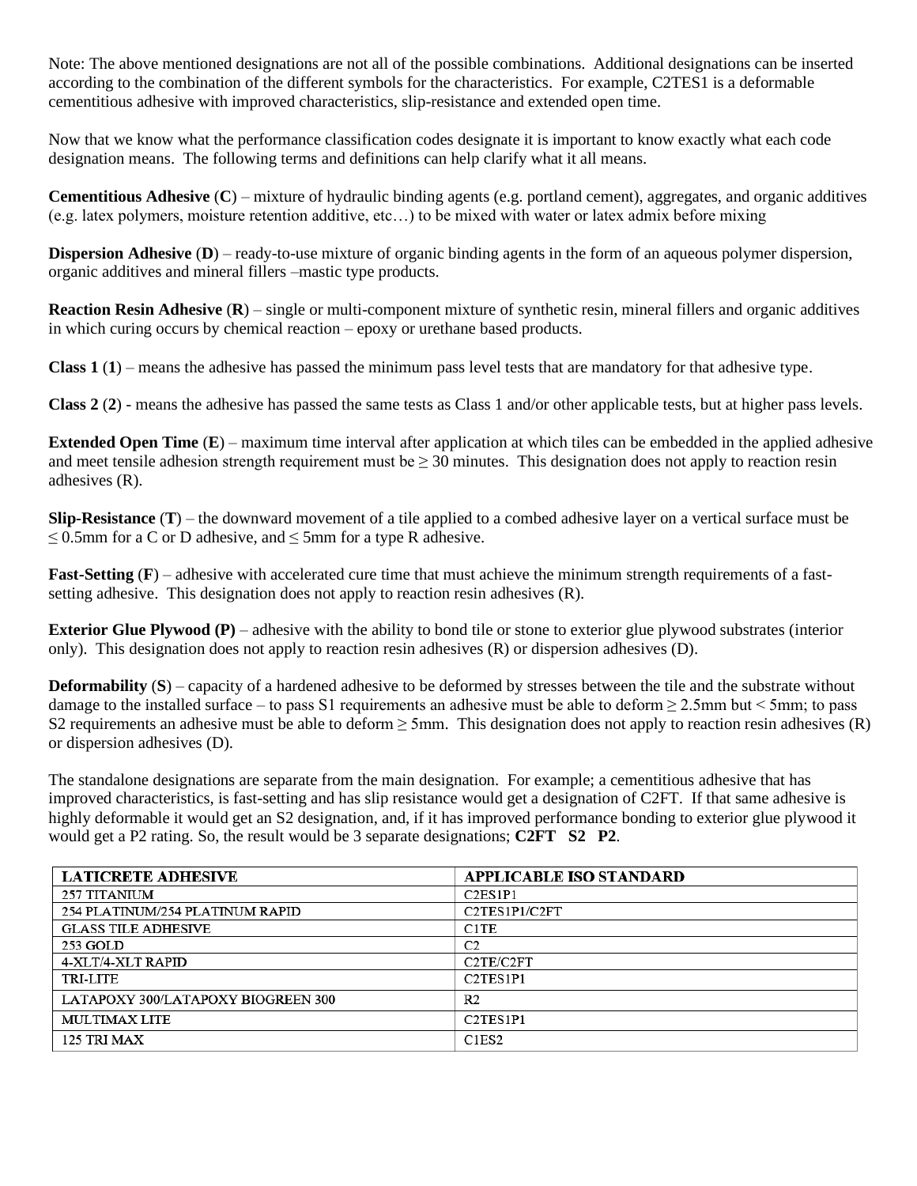Note: The above mentioned designations are not all of the possible combinations. Additional designations can be inserted according to the combination of the different symbols for the characteristics. For example, C2TES1 is a deformable cementitious adhesive with improved characteristics, slip-resistance and extended open time.

Now that we know what the performance classification codes designate it is important to know exactly what each code designation means. The following terms and definitions can help clarify what it all means.

**Cementitious Adhesive** (**C**) – mixture of hydraulic binding agents (e.g. portland cement), aggregates, and organic additives (e.g. latex polymers, moisture retention additive, etc…) to be mixed with water or latex admix before mixing

**Dispersion Adhesive** (**D**) – ready-to-use mixture of organic binding agents in the form of an aqueous polymer dispersion, organic additives and mineral fillers –mastic type products.

**Reaction Resin Adhesive** (**R**) – single or multi-component mixture of synthetic resin, mineral fillers and organic additives in which curing occurs by chemical reaction – epoxy or urethane based products.

**Class 1** (**1**) – means the adhesive has passed the minimum pass level tests that are mandatory for that adhesive type.

**Class 2** (**2**) - means the adhesive has passed the same tests as Class 1 and/or other applicable tests, but at higher pass levels.

**Extended Open Time** (**E**) – maximum time interval after application at which tiles can be embedded in the applied adhesive and meet tensile adhesion strength requirement must be ≥ 30 minutes. This designation does not apply to reaction resin adhesives (R).

**Slip-Resistance** (**T**) – the downward movement of a tile applied to a combed adhesive layer on a vertical surface must be ≤ 0.5mm for a C or D adhesive, and ≤ 5mm for a type R adhesive.

**Fast-Setting** (**F**) – adhesive with accelerated cure time that must achieve the minimum strength requirements of a fast-setting adhesive. This designation does not apply to reaction resin adhesives (R).

**Exterior Glue Plywood (P)** – adhesive with the ability to bond tile or stone to exterior glue plywood substrates (interior only). This designation does not apply to reaction resin adhesives (R) or dispersion adhesives (D).

**Deformability** (**S**) – capacity of a hardened adhesive to be deformed by stresses between the tile and the substrate without damage to the installed surface – to pass S1 requirements an adhesive must be able to deform ≥ 2.5mm but < 5mm; to pass S2 requirements an adhesive must be able to deform ≥ 5mm. This designation does not apply to reaction resin adhesives (R) or dispersion adhesives (D).

The standalone designations are separate from the main designation. For example; a cementitious adhesive that has improved characteristics, is fast-setting and has slip resistance would get a designation of C2FT. If that same adhesive is highly deformable it would get an S2 designation, and, if it has improved performance bonding to exterior glue plywood it would get a P2 rating. So, the result would be 3 separate designations; **C2FT S2 P2**.

| LATICRETE ADHESIVE | APPLICABLE ISO STANDARD |
|---|---|
| 257 TITANIUM | C2ES1P1 |
| 254 PLATINUM/254 PLATINUM RAPID | C2TES1P1/C2FT |
| GLASS TILE ADHESIVE | C1TE |
| 253 GOLD | C2 |
| 4-XLT/4-XLT RAPID | C2TE/C2FT |
| TRI-LITE | C2TES1P1 |
| LATAPOXY 300/LATAPOXY BIOGREEN 300 | R2 |
| MULTIMAX LITE | C2TES1P1 |
| 125 TRI MAX | C1ES2 |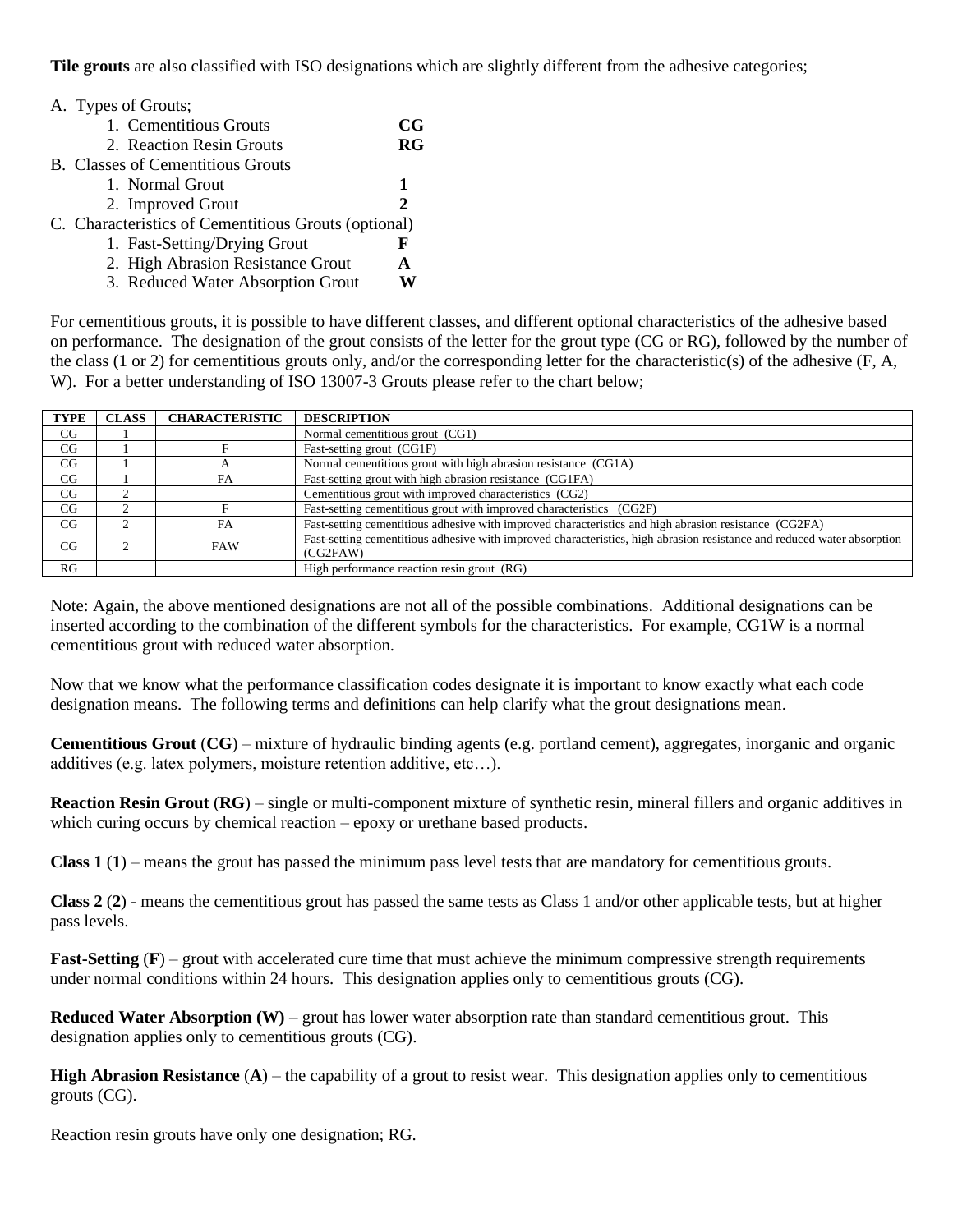**Tile grouts** are also classified with ISO designations which are slightly different from the adhesive categories;

A. Types of Grouts;
   1. Cementitious Grouts **CG**
   2. Reaction Resin Grouts **RG**

B. Classes of Cementitious Grouts
   1. Normal Grout **1**
   2. Improved Grout **2**

C. Characteristics of Cementitious Grouts (optional)
   1. Fast-Setting/Drying Grout **F**
   2. High Abrasion Resistance Grout **A**
   3. Reduced Water Absorption Grout **W**

For cementitious grouts, it is possible to have different classes, and different optional characteristics of the adhesive based on performance. The designation of the grout consists of the letter for the grout type (CG or RG), followed by the number of the class (1 or 2) for cementitious grouts only, and/or the corresponding letter for the characteristic(s) of the adhesive (F, A, W). For a better understanding of ISO 13007-3 Grouts please refer to the chart below;

| TYPE | CLASS | CHARACTERISTIC | DESCRIPTION |
|---|---|---|---|
| CG | 1 | | Normal cementitious grout (CG1) |
| CG | 1 | F | Fast-setting grout (CG1F) |
| CG | 1 | A | Normal cementitious grout with high abrasion resistance (CG1A) |
| CG | 1 | FA | Fast-setting grout with high abrasion resistance (CG1FA) |
| CG | 2 | | Cementitious grout with improved characteristics (CG2) |
| CG | 2 | F | Fast-setting cementitious grout with improved characteristics (CG2F) |
| CG | 2 | FA | Fast-setting cementitious adhesive with improved characteristics and high abrasion resistance (CG2FA) |
| CG | 2 | FAW | Fast-setting cementitious adhesive with improved characteristics, high abrasion resistance and reduced water absorption (CG2FAW) |
| RG | | | High performance reaction resin grout (RG) |

Note: Again, the above mentioned designations are not all of the possible combinations. Additional designations can be inserted according to the combination of the different symbols for the characteristics. For example, CG1W is a normal cementitious grout with reduced water absorption.

Now that we know what the performance classification codes designate it is important to know exactly what each code designation means. The following terms and definitions can help clarify what the grout designations mean.

**Cementitious Grout** (**CG**) – mixture of hydraulic binding agents (e.g. portland cement), aggregates, inorganic and organic additives (e.g. latex polymers, moisture retention additive, etc…).

**Reaction Resin Grout** (**RG**) – single or multi-component mixture of synthetic resin, mineral fillers and organic additives in which curing occurs by chemical reaction – epoxy or urethane based products.

**Class 1** (**1**) – means the grout has passed the minimum pass level tests that are mandatory for cementitious grouts.

**Class 2** (**2**) - means the cementitious grout has passed the same tests as Class 1 and/or other applicable tests, but at higher pass levels.

**Fast-Setting** (**F**) – grout with accelerated cure time that must achieve the minimum compressive strength requirements under normal conditions within 24 hours. This designation applies only to cementitious grouts (CG).

**Reduced Water Absorption (W)** – grout has lower water absorption rate than standard cementitious grout. This designation applies only to cementitious grouts (CG).

**High Abrasion Resistance** (**A**) – the capability of a grout to resist wear. This designation applies only to cementitious grouts (CG).

Reaction resin grouts have only one designation; RG.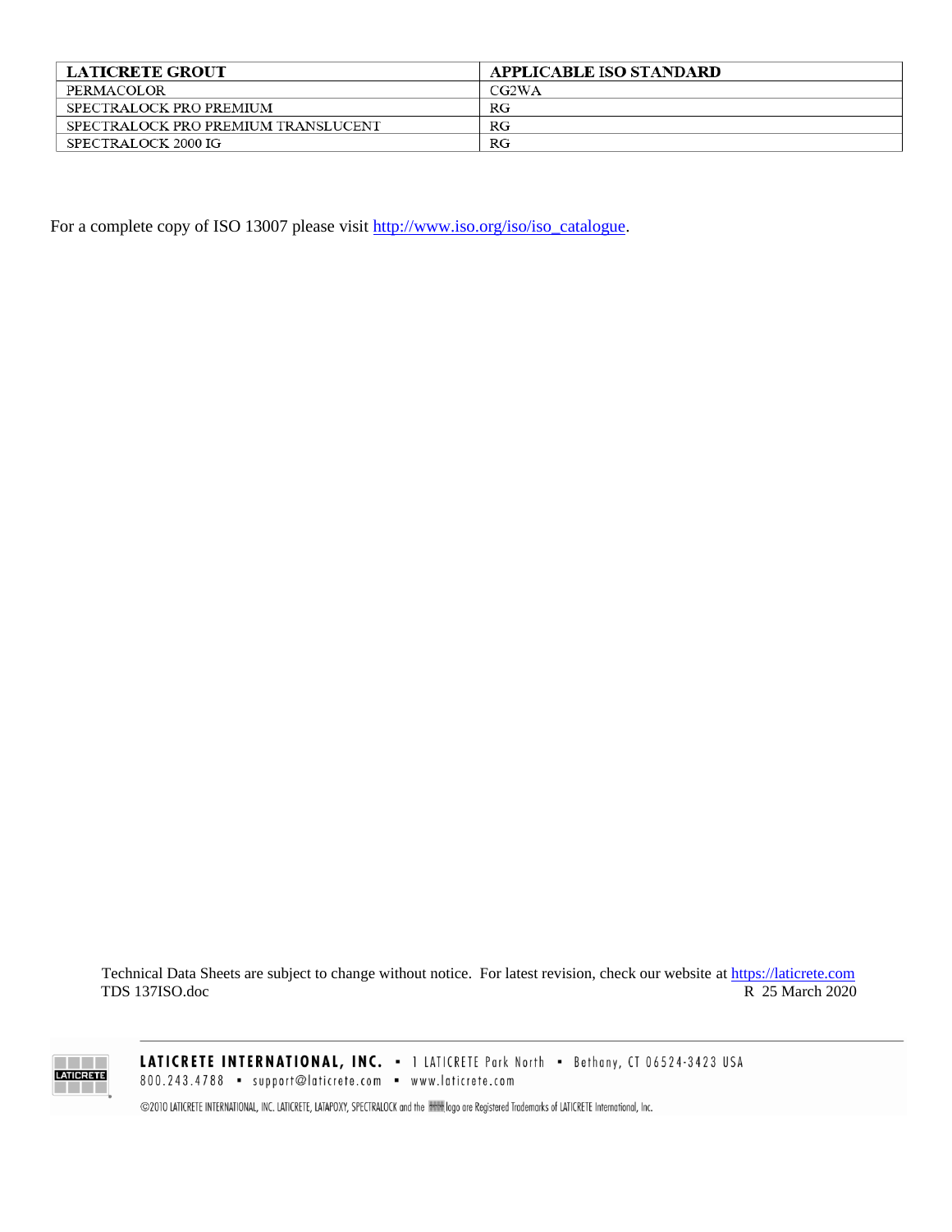| LATICRETE GROUT | APPLICABLE ISO STANDARD |
| --- | --- |
| PERMACOLOR | CG2WA |
| SPECTRALOCK PRO PREMIUM | RG |
| SPECTRALOCK PRO PREMIUM TRANSLUCENT | RG |
| SPECTRALOCK 2000 IG | RG |

For a complete copy of ISO 13007 please visit http://www.iso.org/iso/iso_catalogue.

Technical Data Sheets are subject to change without notice. For latest revision, check our website at https://laticrete.com
TDS 137ISO.doc R 25 March 2020

**LATICRETE INTERNATIONAL, INC.** ▪ 1 LATICRETE Park North ▪ Bethany, CT 06524-3423 USA
800.243.4788 ▪ support@laticrete.com ▪ www.laticrete.com

©2010 LATICRETE INTERNATIONAL, INC. LATICRETE, LATAPOXY, SPECTRALOCK and the logo are Registered Trademarks of LATICRETE International, Inc.